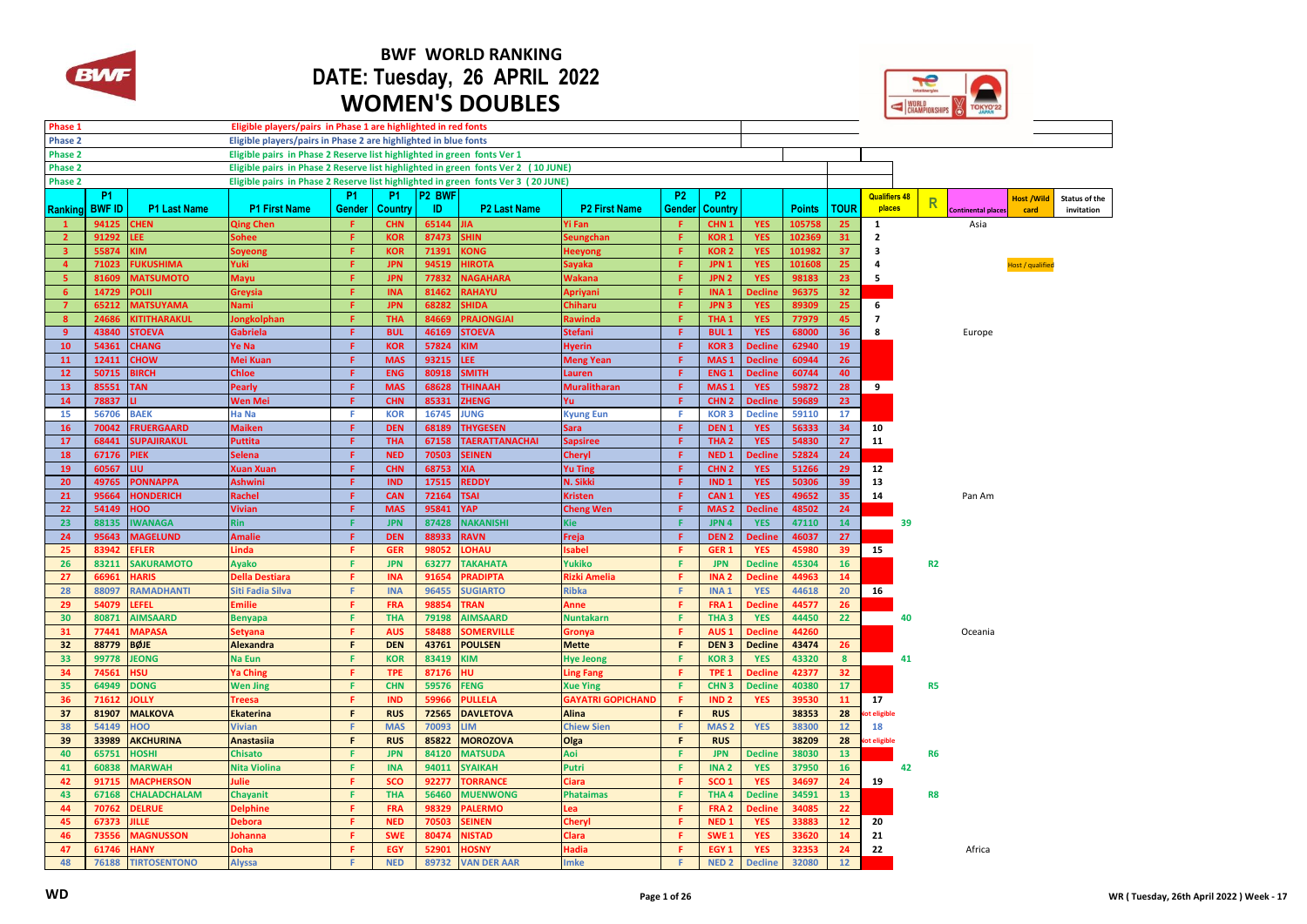# BWF WORLD RANKING
## DATE: Tuesday, 26 APRIL 2022
## WOMEN'S DOUBLES

| | |
|---|---|
| Phase 1 | Eligible players/pairs in Phase 1 are highlighted in red fonts |
| Phase 2 | Eligible players/pairs in Phase 2 are highlighted in blue fonts |
| Phase 2 | Eligible pairs in Phase 2 Reserve list highlighted in green fonts Ver 1 |
| Phase 2 | Eligible pairs in Phase 2 Reserve list highlighted in green fonts Ver 2 (10 JUNE) |
| Phase 2 | Eligible pairs in Phase 2 Reserve list highlighted in green fonts Ver 3 (20 JUNE) |

| Ranking | P1 BWF ID | P1 Last Name | P1 First Name | P1 Gender | P1 Country | P2 BWF ID | P2 Last Name | P2 First Name | P2 Gender | P2 Country | | Points | TOUR | Qualifiers 48 places | R | Continental places | Host /Wild card | Status of the invitation |
|---|---|---|---|---|---|---|---|---|---|---|---|---|---|---|---|---|---|---|
| 1 | 94125 | CHEN | Qing Chen | F | CHN | 65144 | JIA | Yi Fan | F | CHN 1 | YES | 105758 | 25 | 1 | | Asia | | |
| 2 | 91292 | LEE | Sohee | F | KOR | 87473 | SHIN | Seungchan | F | KOR 1 | YES | 102369 | 31 | 2 | | | | |
| 3 | 55874 | KIM | Soyeong | F | KOR | 71391 | KONG | Heeyong | F | KOR 2 | YES | 101982 | 37 | 3 | | | | |
| 4 | 71023 | FUKUSHIMA | Yuki | F | JPN | 94519 | HIROTA | Sayaka | F | JPN 1 | YES | 101608 | 25 | 4 | | | Host / qualified | |
| 5 | 81609 | MATSUMOTO | Mayu | F | JPN | 77832 | NAGAHARA | Wakana | F | JPN 2 | YES | 98183 | 23 | 5 | | | | |
| 6 | 14729 | POLII | Greysia | F | INA | 81462 | RAHAYU | Apriyani | F | INA 1 | Decline | 96375 | 32 | | | | | |
| 7 | 65212 | MATSUYAMA | Nami | F | JPN | 68282 | SHIDA | Chiharu | F | JPN 3 | YES | 89309 | 25 | 6 | | | | |
| 8 | 24686 | KITITHARAKUL | Jongkolphan | F | THA | 84669 | PRAJONGJAI | Rawinda | F | THA 1 | YES | 77979 | 45 | 7 | | | | |
| 9 | 43840 | STOEVA | Gabriela | F | BUL | 46169 | STOEVA | Stefani | F | BUL 1 | YES | 68000 | 36 | 8 | | Europe | | |
| 10 | 54361 | CHANG | Ye Na | F | KOR | 57824 | KIM | Hyerin | F | KOR 3 | Decline | 62940 | 19 | | | | | |
| 11 | 12411 | CHOW | Mei Kuan | F | MAS | 93215 | LEE | Meng Yean | F | MAS 1 | Decline | 60944 | 26 | | | | | |
| 12 | 50715 | BIRCH | Chloe | F | ENG | 80918 | SMITH | Lauren | F | ENG 1 | Decline | 60744 | 40 | | | | | |
| 13 | 85551 | TAN | Pearly | F | MAS | 68628 | THINAAH | Muralitharan | F | MAS 1 | YES | 59872 | 28 | 9 | | | | |
| 14 | 78837 | LI | Wen Mei | F | CHN | 85331 | ZHENG | Yu | F | CHN 2 | Decline | 59689 | 23 | | | | | |
| 15 | 56706 | BAEK | Ha Na | F | KOR | 16745 | JUNG | Kyung Eun | F | KOR 3 | Decline | 59110 | 17 | | | | | |
| 16 | 70042 | FRUERGAARD | Maiken | F | DEN | 68189 | THYGESEN | Sara | F | DEN 1 | YES | 56333 | 34 | 10 | | | | |
| 17 | 68441 | SUPAJIRAKUL | Puttita | F | THA | 67158 | TAERATTANACHAI | Sapsiree | F | THA 2 | YES | 54830 | 27 | 11 | | | | |
| 18 | 67176 | PIEK | Selena | F | NED | 70503 | SEINEN | Cheryl | F | NED 1 | Decline | 52824 | 24 | | | | | |
| 19 | 60567 | LIU | Xuan Xuan | F | CHN | 68753 | XIA | Yu Ting | F | CHN 2 | YES | 51266 | 29 | 12 | | | | |
| 20 | 49765 | PONNAPPA | Ashwini | F | IND | 17515 | REDDY | N. Sikki | F | IND 1 | YES | 50306 | 39 | 13 | | | | |
| 21 | 95664 | HONDERICH | Rachel | F | CAN | 72164 | TSAI | Kristen | F | CAN 1 | YES | 49652 | 35 | 14 | | Pan Am | | |
| 22 | 54149 | HOO | Vivian | F | MAS | 95841 | YAP | Cheng Wen | F | MAS 2 | Decline | 48502 | 24 | | | | | |
| 23 | 88135 | IWANAGA | Rin | F | JPN | 87428 | NAKANISHI | Kie | F | JPN 4 | YES | 47110 | 14 | 39 | | | | |
| 24 | 95643 | MAGELUND | Amalie | F | DEN | 88933 | RAVN | Freja | F | DEN 2 | Decline | 46037 | 27 | | | | | |
| 25 | 83942 | EFLER | Linda | F | GER | 98052 | LOHAU | Isabel | F | GER 1 | YES | 45980 | 39 | 15 | | | | |
| 26 | 83211 | SAKURAMOTO | Ayako | F | JPN | 63277 | TAKAHATA | Yukiko | F | JPN | Decline | 45304 | 16 | | R2 | | | |
| 27 | 66961 | HARIS | Della Destiara | F | INA | 91654 | PRADIPTA | Rizki Amelia | F | INA 2 | Decline | 44963 | 14 | | | | | |
| 28 | 88097 | RAMADHANTI | Siti Fadia Silva | F | INA | 96455 | SUGIARTO | Ribka | F | INA 1 | YES | 44618 | 20 | 16 | | | | |
| 29 | 54079 | LEFEL | Emilie | F | FRA | 98854 | TRAN | Anne | F | FRA 1 | Decline | 44577 | 26 | | | | | |
| 30 | 80871 | AIMSAARD | Benyapa | F | THA | 79198 | AIMSAARD | Nuntakarn | F | THA 3 | YES | 44450 | 22 | 40 | | | | |
| 31 | 77441 | MAPASA | Setyana | F | AUS | 58488 | SOMERVILLE | Gronya | F | AUS 1 | Decline | 44260 | | | | Oceania | | |
| 32 | 88779 | BØJE | Alexandra | F | DEN | 43761 | POULSEN | Mette | F | DEN 3 | Decline | 43474 | 26 | | | | | |
| 33 | 99778 | JEONG | Na Eun | F | KOR | 83419 | KIM | Hye Jeong | F | KOR 3 | YES | 43320 | 8 | 41 | | | | |
| 34 | 74561 | HSU | Ya Ching | F | TPE | 87176 | HU | Ling Fang | F | TPE 1 | Decline | 42377 | 32 | | | | | |
| 35 | 64949 | DONG | Wen Jing | F | CHN | 59576 | FENG | Xue Ying | F | CHN 3 | Decline | 40380 | 17 | | R5 | | | |
| 36 | 71612 | JOLLY | Treesa | F | IND | 59966 | PULLELA | GAYATRI GOPICHAND | F | IND 2 | YES | 39530 | 11 | 17 | | | | |
| 37 | 81907 | MALKOVA | Ekaterina | F | RUS | 72565 | DAVLETOVA | Alina | F | RUS | | 38353 | 28 | Not eligible | | | | |
| 38 | 54149 | HOO | Vivian | F | MAS | 70093 | LIM | Chiew Sien | F | MAS 2 | YES | 38300 | 12 | 18 | | | | |
| 39 | 33989 | AKCHURINA | Anastasiia | F | RUS | 85822 | MOROZOVA | Olga | F | RUS | | 38209 | 28 | Not eligible | | | | |
| 40 | 65751 | HOSHI | Chisato | F | JPN | 84120 | MATSUDA | Aoi | F | JPN | Decline | 38030 | 13 | | R6 | | | |
| 41 | 60838 | MARWAH | Nita Violina | F | INA | 94011 | SYAIKAH | Putri | F | INA 2 | YES | 37950 | 16 | 42 | | | | |
| 42 | 91715 | MACPHERSON | Julie | F | SCO | 92277 | TORRANCE | Ciara | F | SCO 1 | YES | 34697 | 24 | 19 | | | | |
| 43 | 67168 | CHALADCHALAM | Chayanit | F | THA | 56460 | MUENWONG | Phataimas | F | THA 4 | Decline | 34591 | 13 | | R8 | | | |
| 44 | 70762 | DELRUE | Delphine | F | FRA | 98329 | PALERMO | Lea | F | FRA 2 | Decline | 34085 | 22 | | | | | |
| 45 | 67373 | JILLE | Debora | F | NED | 70503 | SEINEN | Cheryl | F | NED 1 | YES | 33883 | 12 | 20 | | | | |
| 46 | 73556 | MAGNUSSON | Johanna | F | SWE | 80474 | NISTAD | Clara | F | SWE 1 | YES | 33620 | 14 | 21 | | | | |
| 47 | 61746 | HANY | Doha | F | EGY | 52901 | HOSNY | Hadia | F | EGY 1 | YES | 32353 | 24 | 22 | | Africa | | |
| 48 | 76188 | TIRTOSENTONO | Alyssa | F | NED | 89732 | VAN DER AAR | Imke | F | NED 2 | Decline | 32080 | 12 | | | | | |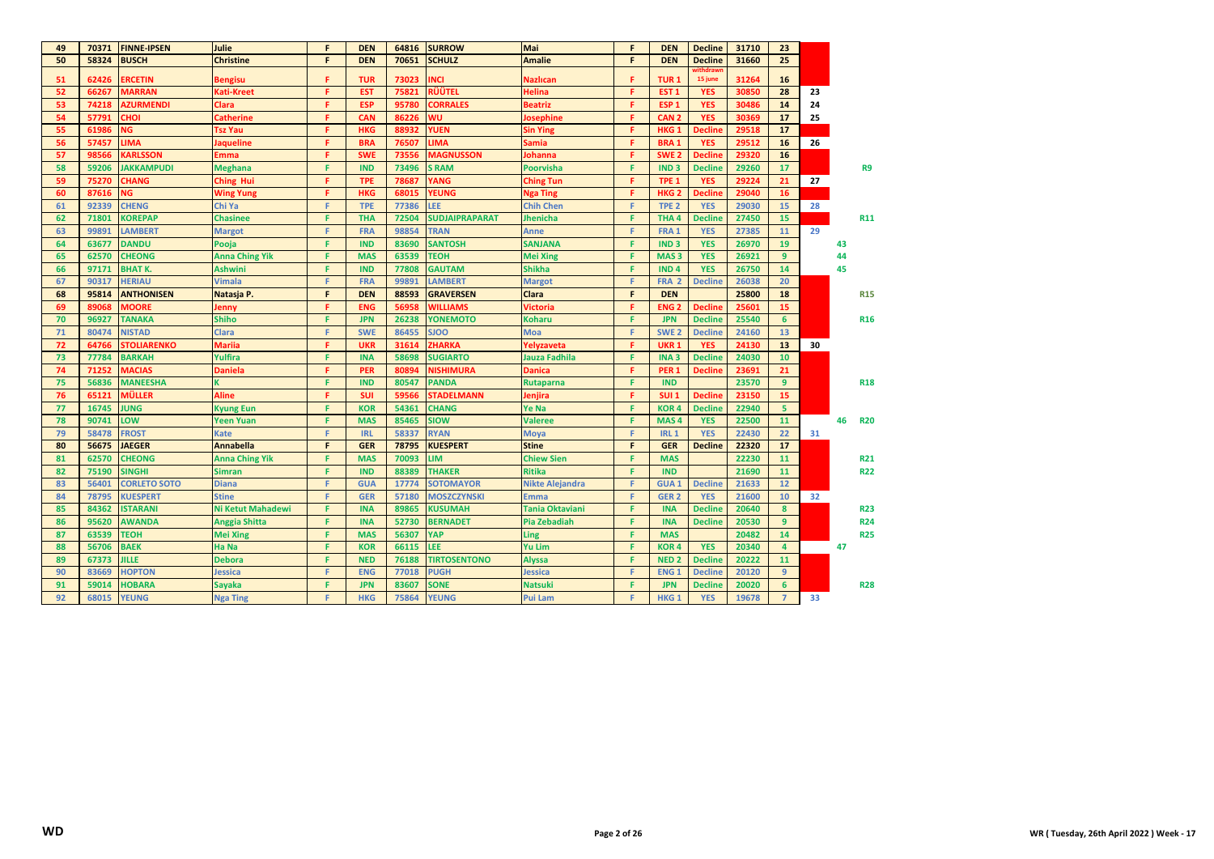| | | | | | | | | | | | | | | | | |
|---|---|---|---|---|---|---|---|---|---|---|---|---|---|---|---|---|
| 49 | 70371 | FINNE-IPSEN | Julie | F | DEN | 64816 | SURROW | Mai | F | DEN | Decline | 31710 | 23 | | | |
| 50 | 58324 | BUSCH | Christine | F | DEN | 70651 | SCHULZ | Amalie | F | DEN | Decline | 31660 | 25 | | | |
| 51 | 62426 | ERCETIN | Bengisu | F | TUR | 73023 | INCI | Nazlıcan | F | TUR 1 | withdrawn 15 june | 31264 | 16 | | | |
| 52 | 66267 | MARRAN | Kati-Kreet | F | EST | 75821 | RÜÜTEL | Helina | F | EST 1 | YES | 30850 | 28 | 23 | | |
| 53 | 74218 | AZURMENDI | Clara | F | ESP | 95780 | CORRALES | Beatriz | F | ESP 1 | YES | 30486 | 14 | 24 | | |
| 54 | 57791 | CHOI | Catherine | F | CAN | 86226 | WU | Josephine | F | CAN 2 | YES | 30369 | 17 | 25 | | |
| 55 | 61986 | NG | Tsz Yau | F | HKG | 88932 | YUEN | Sin Ying | F | HKG 1 | Decline | 29518 | 17 | | | |
| 56 | 57457 | LIMA | Jaqueline | F | BRA | 76507 | LIMA | Samia | F | BRA 1 | YES | 29512 | 16 | 26 | | |
| 57 | 98566 | KARLSSON | Emma | F | SWE | 73556 | MAGNUSSON | Johanna | F | SWE 2 | Decline | 29320 | 16 | | | |
| 58 | 59206 | JAKKAMPUDI | Meghana | F | IND | 73496 | S RAM | Poorvisha | F | IND 3 | Decline | 29260 | 17 | | | R9 |
| 59 | 75270 | CHANG | Ching Hui | F | TPE | 78687 | YANG | Ching Tun | F | TPE 1 | YES | 29224 | 21 | 27 | | |
| 60 | 87616 | NG | Wing Yung | F | HKG | 68015 | YEUNG | Nga Ting | F | HKG 2 | Decline | 29040 | 16 | | | |
| 61 | 92339 | CHENG | Chi Ya | F | TPE | 77386 | LEE | Chih Chen | F | TPE 2 | YES | 29030 | 15 | 28 | | |
| 62 | 71801 | KOREPAP | Chasinee | F | THA | 72504 | SUDJAIPRAPARAT | Jhenicha | F | THA 4 | Decline | 27450 | 15 | | | R11 |
| 63 | 99891 | LAMBERT | Margot | F | FRA | 98854 | TRAN | Anne | F | FRA 1 | YES | 27385 | 11 | 29 | | |
| 64 | 63677 | DANDU | Pooja | F | IND | 83690 | SANTOSH | SANJANA | F | IND 3 | YES | 26970 | 19 | | 43 | |
| 65 | 62570 | CHEONG | Anna Ching Yik | F | MAS | 63539 | TEOH | Mei Xing | F | MAS 3 | YES | 26921 | 9 | | 44 | |
| 66 | 97171 | BHAT K. | Ashwini | F | IND | 77808 | GAUTAM | Shikha | F | IND 4 | YES | 26750 | 14 | | 45 | |
| 67 | 90317 | HERIAU | Vimala | F | FRA | 99891 | LAMBERT | Margot | F | FRA 2 | Decline | 26038 | 20 | | | |
| 68 | 95814 | ANTHONISEN | Natasja P. | F | DEN | 88593 | GRAVERSEN | Clara | F | DEN | | 25800 | 18 | | | R15 |
| 69 | 89068 | MOORE | Jenny | F | ENG | 56958 | WILLIAMS | Victoria | F | ENG 2 | Decline | 25601 | 15 | | | |
| 70 | 96927 | TANAKA | Shiho | F | JPN | 26238 | YONEMOTO | Koharu | F | JPN | Decline | 25540 | 6 | | | R16 |
| 71 | 80474 | NISTAD | Clara | F | SWE | 86455 | SJOO | Moa | F | SWE 2 | Decline | 24160 | 13 | | | |
| 72 | 64766 | STOLIARENKO | Mariia | F | UKR | 31614 | ZHARKA | Yelyzaveta | F | UKR 1 | YES | 24130 | 13 | 30 | | |
| 73 | 77784 | BARKAH | Yulfira | F | INA | 58698 | SUGIARTO | Jauza Fadhila | F | INA 3 | Decline | 24030 | 10 | | | |
| 74 | 71252 | MACIAS | Daniela | F | PER | 80894 | NISHIMURA | Danica | F | PER 1 | Decline | 23691 | 21 | | | |
| 75 | 56836 | MANEESHA | K | F | IND | 80547 | PANDA | Rutaparna | F | IND | | 23570 | 9 | | | R18 |
| 76 | 65121 | MÜLLER | Aline | F | SUI | 59566 | STADELMANN | Jenjira | F | SUI 1 | Decline | 23150 | 15 | | | |
| 77 | 16745 | JUNG | Kyung Eun | F | KOR | 54361 | CHANG | Ye Na | F | KOR 4 | Decline | 22940 | 5 | | | |
| 78 | 90741 | LOW | Yeen Yuan | F | MAS | 85465 | SIOW | Valeree | F | MAS 4 | YES | 22500 | 11 | | 46 | R20 |
| 79 | 58478 | FROST | Kate | F | IRL | 58337 | RYAN | Moya | F | IRL 1 | YES | 22430 | 22 | 31 | | |
| 80 | 56675 | JAEGER | Annabella | F | GER | 78795 | KUESPERT | Stine | F | GER | Decline | 22320 | 17 | | | |
| 81 | 62570 | CHEONG | Anna Ching Yik | F | MAS | 70093 | LIM | Chiew Sien | F | MAS | | 22230 | 11 | | | R21 |
| 82 | 75190 | SINGHI | Simran | F | IND | 88389 | THAKER | Ritika | F | IND | | 21690 | 11 | | | R22 |
| 83 | 56401 | CORLETO SOTO | Diana | F | GUA | 17774 | SOTOMAYOR | Nikte Alejandra | F | GUA 1 | Decline | 21633 | 12 | | | |
| 84 | 78795 | KUESPERT | Stine | F | GER | 57180 | MOSZCZYNSKI | Emma | F | GER 2 | YES | 21600 | 10 | 32 | | |
| 85 | 84362 | ISTARANI | Ni Ketut Mahadewi | F | INA | 89865 | KUSUMAH | Tania Oktaviani | F | INA | Decline | 20640 | 8 | | | R23 |
| 86 | 95620 | AWANDA | Anggia Shitta | F | INA | 52730 | BERNADET | Pia Zebadiah | F | INA | Decline | 20530 | 9 | | | R24 |
| 87 | 63539 | TEOH | Mei Xing | F | MAS | 56307 | YAP | Ling | F | MAS | | 20482 | 14 | | | R25 |
| 88 | 56706 | BAEK | Ha Na | F | KOR | 66115 | LEE | Yu Lim | F | KOR 4 | YES | 20340 | 4 | | 47 | |
| 89 | 67373 | JILLE | Debora | F | NED | 76188 | TIRTOSENTONO | Alyssa | F | NED 2 | Decline | 20222 | 11 | | | |
| 90 | 83669 | HOPTON | Jessica | F | ENG | 77018 | PUGH | Jessica | F | ENG 1 | Decline | 20120 | 9 | | | |
| 91 | 59014 | HOBARA | Sayaka | F | JPN | 83607 | SONE | Natsuki | F | JPN | Decline | 20020 | 6 | | | R28 |
| 92 | 68015 | YEUNG | Nga Ting | F | HKG | 75864 | YEUNG | Pui Lam | F | HKG 1 | YES | 19678 | 7 | 33 | | |

WD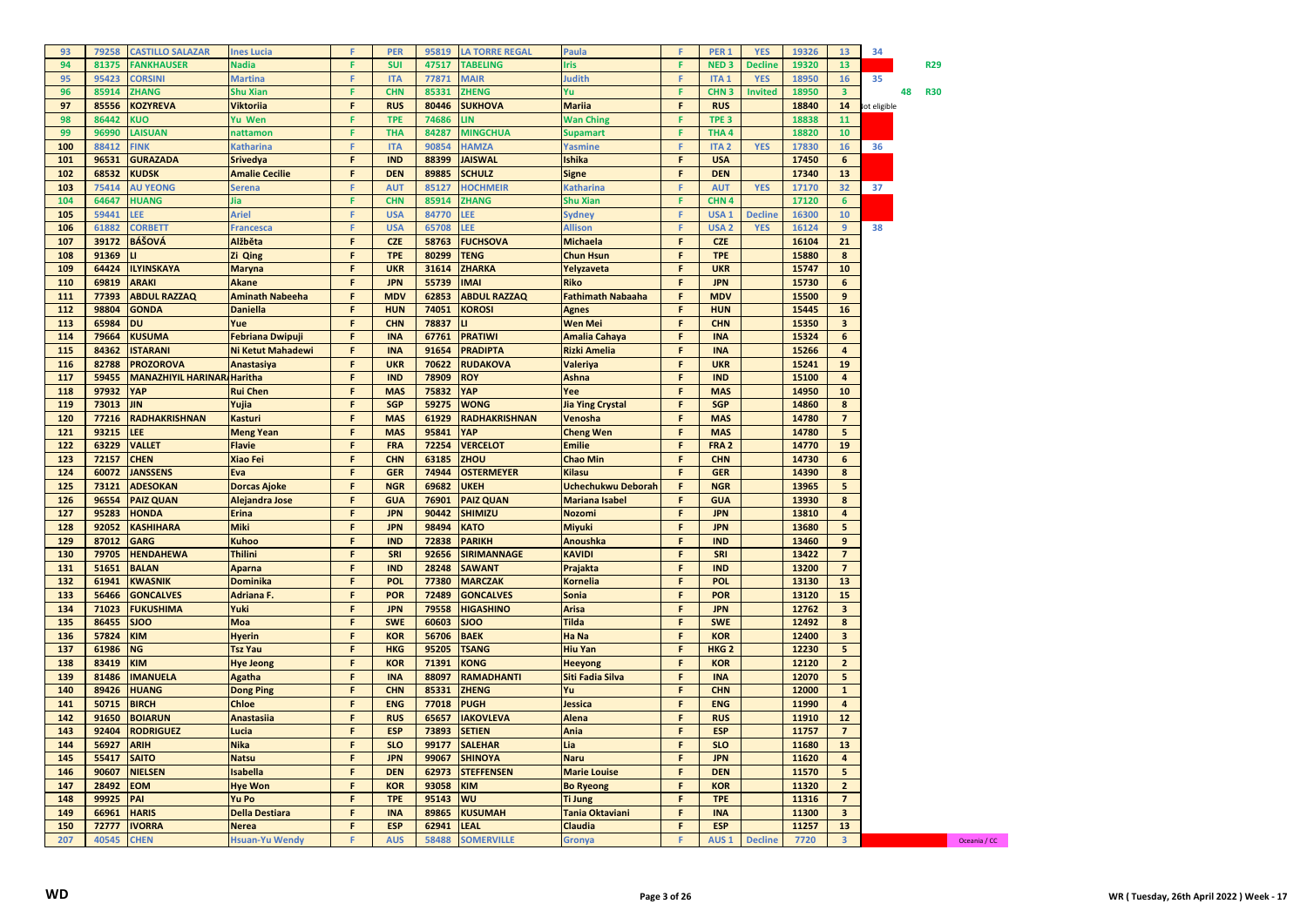| | | | | | | | | | | | | | | | | | | |
|---|---|---|---|---|---|---|---|---|---|---|---|---|---|---|---|---|---|---|
| 93 | 79258 | CASTILLO SALAZAR | Ines Lucia | F | PER | 95819 | LA TORRE REGAL | Paula | F | PER 1 | YES | 19326 | 13 | 34 | | | |
| 94 | 81375 | FANKHAUSER | Nadia | F | SUI | 47517 | TABELING | Iris | F | NED 3 | Decline | 19320 | 13 | | | R29 | |
| 95 | 95423 | CORSINI | Martina | F | ITA | 77871 | MAIR | Judith | F | ITA 1 | YES | 18950 | 16 | 35 | | | |
| 96 | 85914 | ZHANG | Shu Xian | F | CHN | 85331 | ZHENG | Yu | F | CHN 3 | Invited | 18950 | 3 | | 48 | R30 | |
| 97 | 85556 | KOZYREVA | Viktoriia | F | RUS | 80446 | SUKHOVA | Mariia | F | RUS | | 18840 | 14 | ot eligible | | | |
| 98 | 86442 | KUO | Yu Wen | F | TPE | 74686 | LIN | Wan Ching | F | TPE 3 | | 18838 | 11 | | | | |
| 99 | 96990 | LAISUAN | nattamon | F | THA | 84287 | MINGCHUA | Supamart | F | THA 4 | | 18820 | 10 | | | | |
| 100 | 88412 | FINK | Katharina | F | ITA | 90854 | HAMZA | Yasmine | F | ITA 2 | YES | 17830 | 16 | 36 | | | |
| 101 | 96531 | GURAZADA | Srivedya | F | IND | 88399 | JAISWAL | Ishika | F | USA | | 17450 | 6 | | | | |
| 102 | 68532 | KUDSK | Amalie Cecilie | F | DEN | 89885 | SCHULZ | Signe | F | DEN | | 17340 | 13 | | | | |
| 103 | 75414 | AU YEONG | Serena | F | AUT | 85127 | HOCHMEIR | Katharina | F | AUT | YES | 17170 | 32 | 37 | | | |
| 104 | 64647 | HUANG | Jia | F | CHN | 85914 | ZHANG | Shu Xian | F | CHN 4 | | 17120 | 6 | | | | |
| 105 | 59441 | LEE | Ariel | F | USA | 84770 | LEE | Sydney | F | USA 1 | Decline | 16300 | 10 | | | | |
| 106 | 61882 | CORBETT | Francesca | F | USA | 65708 | LEE | Allison | F | USA 2 | YES | 16124 | 9 | 38 | | | |
| 107 | 39172 | BÁŠOVÁ | Alžběta | F | CZE | 58763 | FUCHSOVA | Michaela | F | CZE | | 16104 | 21 | | | | |
| 108 | 91369 | LI | Zi Qing | F | TPE | 80299 | TENG | Chun Hsun | F | TPE | | 15880 | 8 | | | | |
| 109 | 64424 | ILYINSKAYA | Maryna | F | UKR | 31614 | ZHARKA | Yelyzaveta | F | UKR | | 15747 | 10 | | | | |
| 110 | 69819 | ARAKI | Akane | F | JPN | 55739 | IMAI | Riko | F | JPN | | 15730 | 6 | | | | |
| 111 | 77393 | ABDUL RAZZAQ | Aminath Nabeeha | F | MDV | 62853 | ABDUL RAZZAQ | Fathimath Nabaaha | F | MDV | | 15500 | 9 | | | | |
| 112 | 98804 | GONDA | Daniella | F | HUN | 74051 | KOROSI | Agnes | F | HUN | | 15445 | 16 | | | | |
| 113 | 65984 | DU | Yue | F | CHN | 78837 | LI | Wen Mei | F | CHN | | 15350 | 3 | | | | |
| 114 | 79664 | KUSUMA | Febriana Dwipuji | F | INA | 67761 | PRATIWI | Amalia Cahaya | F | INA | | 15324 | 6 | | | | |
| 115 | 84362 | ISTARANI | Ni Ketut Mahadewi | F | INA | 91654 | PRADIPTA | Rizki Amelia | F | INA | | 15266 | 4 | | | | |
| 116 | 82788 | PROZOROVA | Anastasiya | F | UKR | 70622 | RUDAKOVA | Valeriya | F | UKR | | 15241 | 19 | | | | |
| 117 | 59455 | MANAZHIYIL HARINAR | Haritha | F | IND | 78909 | ROY | Ashna | F | IND | | 15100 | 4 | | | | |
| 118 | 97932 | YAP | Rui Chen | F | MAS | 75832 | YAP | Yee | F | MAS | | 14950 | 10 | | | | |
| 119 | 73013 | JIN | Yujia | F | SGP | 59275 | WONG | Jia Ying Crystal | F | SGP | | 14860 | 8 | | | | |
| 120 | 77216 | RADHAKRISHNAN | Kasturi | F | MAS | 61929 | RADHAKRISHNAN | Venosha | F | MAS | | 14780 | 7 | | | | |
| 121 | 93215 | LEE | Meng Yean | F | MAS | 95841 | YAP | Cheng Wen | F | MAS | | 14780 | 5 | | | | |
| 122 | 63229 | VALLET | Flavie | F | FRA | 72254 | VERCELOT | Emilie | F | FRA 2 | | 14770 | 19 | | | | |
| 123 | 72157 | CHEN | Xiao Fei | F | CHN | 63185 | ZHOU | Chao Min | F | CHN | | 14730 | 6 | | | | |
| 124 | 60072 | JANSSENS | Eva | F | GER | 74944 | OSTERMEYER | Kilasu | F | GER | | 14390 | 8 | | | | |
| 125 | 73121 | ADESOKAN | Dorcas Ajoke | F | NGR | 69682 | UKEH | Uchechukwu Deborah | F | NGR | | 13965 | 5 | | | | |
| 126 | 96554 | PAIZ QUAN | Alejandra Jose | F | GUA | 76901 | PAIZ QUAN | Mariana Isabel | F | GUA | | 13930 | 8 | | | | |
| 127 | 95283 | HONDA | Erina | F | JPN | 90442 | SHIMIZU | Nozomi | F | JPN | | 13810 | 4 | | | | |
| 128 | 92052 | KASHIHARA | Miki | F | JPN | 98494 | KATO | Miyuki | F | JPN | | 13680 | 5 | | | | |
| 129 | 87012 | GARG | Kuhoo | F | IND | 72838 | PARIKH | Anoushka | F | IND | | 13460 | 9 | | | | |
| 130 | 79705 | HENDAHEWA | Thilini | F | SRI | 92656 | SIRIMANNAGE | KAVIDI | F | SRI | | 13422 | 7 | | | | |
| 131 | 51651 | BALAN | Aparna | F | IND | 28248 | SAWANT | Prajakta | F | IND | | 13200 | 7 | | | | |
| 132 | 61941 | KWASNIK | Dominika | F | POL | 77380 | MARCZAK | Kornelia | F | POL | | 13130 | 13 | | | | |
| 133 | 56466 | GONCALVES | Adriana F. | F | POR | 72489 | GONCALVES | Sonia | F | POR | | 13120 | 15 | | | | |
| 134 | 71023 | FUKUSHIMA | Yuki | F | JPN | 79558 | HIGASHINO | Arisa | F | JPN | | 12762 | 3 | | | | |
| 135 | 86455 | SJOO | Moa | F | SWE | 60603 | SJOO | Tilda | F | SWE | | 12492 | 8 | | | | |
| 136 | 57824 | KIM | Hyerin | F | KOR | 56706 | BAEK | Ha Na | F | KOR | | 12400 | 3 | | | | |
| 137 | 61986 | NG | Tsz Yau | F | HKG | 95205 | TSANG | Hiu Yan | F | HKG 2 | | 12230 | 5 | | | | |
| 138 | 83419 | KIM | Hye Jeong | F | KOR | 71391 | KONG | Heeyong | F | KOR | | 12120 | 2 | | | | |
| 139 | 81486 | IMANUELA | Agatha | F | INA | 88097 | RAMADHANTI | Siti Fadia Silva | F | INA | | 12070 | 5 | | | | |
| 140 | 89426 | HUANG | Dong Ping | F | CHN | 85331 | ZHENG | Yu | F | CHN | | 12000 | 1 | | | | |
| 141 | 50715 | BIRCH | Chloe | F | ENG | 77018 | PUGH | Jessica | F | ENG | | 11990 | 4 | | | | |
| 142 | 91650 | BOIARUN | Anastasiia | F | RUS | 65657 | IAKOVLEVA | Alena | F | RUS | | 11910 | 12 | | | | |
| 143 | 92404 | RODRIGUEZ | Lucia | F | ESP | 73893 | SETIEN | Ania | F | ESP | | 11757 | 7 | | | | |
| 144 | 56927 | ARIH | Nika | F | SLO | 99177 | SALEHAR | Lia | F | SLO | | 11680 | 13 | | | | |
| 145 | 55417 | SAITO | Natsu | F | JPN | 99067 | SHINOYA | Naru | F | JPN | | 11620 | 4 | | | | |
| 146 | 90607 | NIELSEN | Isabella | F | DEN | 62973 | STEFFENSEN | Marie Louise | F | DEN | | 11570 | 5 | | | | |
| 147 | 28492 | EOM | Hye Won | F | KOR | 93058 | KIM | Bo Ryeong | F | KOR | | 11320 | 2 | | | | |
| 148 | 99925 | PAI | Yu Po | F | TPE | 95143 | WU | Ti Jung | F | TPE | | 11316 | 7 | | | | |
| 149 | 66961 | HARIS | Della Destiara | F | INA | 89865 | KUSUMAH | Tania Oktaviani | F | INA | | 11300 | 3 | | | | |
| 150 | 72777 | IVORRA | Nerea | F | ESP | 62941 | LEAL | Claudia | F | ESP | | 11257 | 13 | | | | |
| 207 | 40545 | CHEN | Hsuan-Yu Wendy | F | AUS | 58488 | SOMERVILLE | Gronya | F | AUS 1 | Decline | 7720 | 3 | | | | Oceania / CC |

WD

WR ( Tuesday, 26th April 2022 ) Week - 17